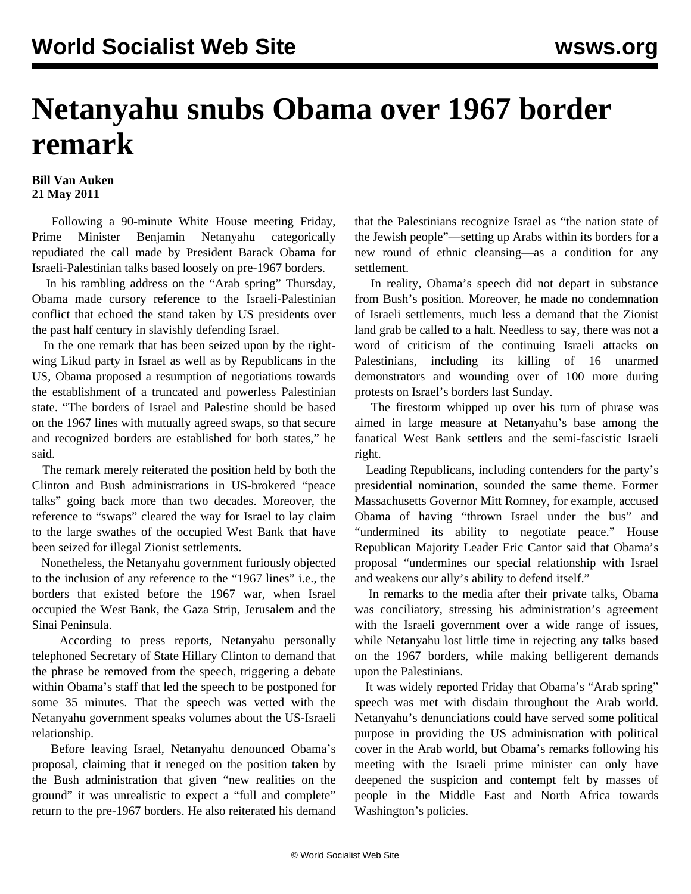# Netanyahu snubs Obama over 1967 border remark

**Bill Van Auken**
**21 May 2011**

Following a 90-minute White House meeting Friday, Prime Minister Benjamin Netanyahu categorically repudiated the call made by President Barack Obama for Israeli-Palestinian talks based loosely on pre-1967 borders.

In his rambling address on the "Arab spring" Thursday, Obama made cursory reference to the Israeli-Palestinian conflict that echoed the stand taken by US presidents over the past half century in slavishly defending Israel.

In the one remark that has been seized upon by the right-wing Likud party in Israel as well as by Republicans in the US, Obama proposed a resumption of negotiations towards the establishment of a truncated and powerless Palestinian state. "The borders of Israel and Palestine should be based on the 1967 lines with mutually agreed swaps, so that secure and recognized borders are established for both states," he said.

The remark merely reiterated the position held by both the Clinton and Bush administrations in US-brokered "peace talks" going back more than two decades. Moreover, the reference to "swaps" cleared the way for Israel to lay claim to the large swathes of the occupied West Bank that have been seized for illegal Zionist settlements.

Nonetheless, the Netanyahu government furiously objected to the inclusion of any reference to the "1967 lines" i.e., the borders that existed before the 1967 war, when Israel occupied the West Bank, the Gaza Strip, Jerusalem and the Sinai Peninsula.

According to press reports, Netanyahu personally telephoned Secretary of State Hillary Clinton to demand that the phrase be removed from the speech, triggering a debate within Obama's staff that led the speech to be postponed for some 35 minutes. That the speech was vetted with the Netanyahu government speaks volumes about the US-Israeli relationship.

Before leaving Israel, Netanyahu denounced Obama's proposal, claiming that it reneged on the position taken by the Bush administration that given "new realities on the ground" it was unrealistic to expect a "full and complete" return to the pre-1967 borders. He also reiterated his demand that the Palestinians recognize Israel as "the nation state of the Jewish people"—setting up Arabs within its borders for a new round of ethnic cleansing—as a condition for any settlement.

In reality, Obama's speech did not depart in substance from Bush's position. Moreover, he made no condemnation of Israeli settlements, much less a demand that the Zionist land grab be called to a halt. Needless to say, there was not a word of criticism of the continuing Israeli attacks on Palestinians, including its killing of 16 unarmed demonstrators and wounding over of 100 more during protests on Israel's borders last Sunday.

The firestorm whipped up over his turn of phrase was aimed in large measure at Netanyahu's base among the fanatical West Bank settlers and the semi-fascistic Israeli right.

Leading Republicans, including contenders for the party's presidential nomination, sounded the same theme. Former Massachusetts Governor Mitt Romney, for example, accused Obama of having "thrown Israel under the bus" and "undermined its ability to negotiate peace." House Republican Majority Leader Eric Cantor said that Obama's proposal "undermines our special relationship with Israel and weakens our ally's ability to defend itself."

In remarks to the media after their private talks, Obama was conciliatory, stressing his administration's agreement with the Israeli government over a wide range of issues, while Netanyahu lost little time in rejecting any talks based on the 1967 borders, while making belligerent demands upon the Palestinians.

It was widely reported Friday that Obama's "Arab spring" speech was met with disdain throughout the Arab world. Netanyahu's denunciations could have served some political purpose in providing the US administration with political cover in the Arab world, but Obama's remarks following his meeting with the Israeli prime minister can only have deepened the suspicion and contempt felt by masses of people in the Middle East and North Africa towards Washington's policies.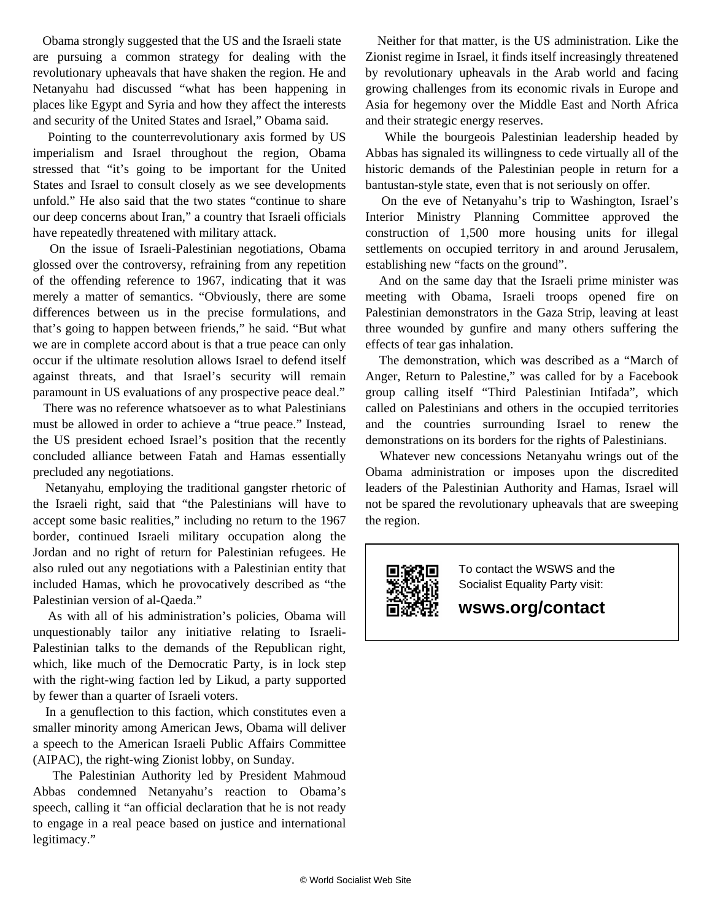Obama strongly suggested that the US and the Israeli state are pursuing a common strategy for dealing with the revolutionary upheavals that have shaken the region. He and Netanyahu had discussed "what has been happening in places like Egypt and Syria and how they affect the interests and security of the United States and Israel," Obama said.

Pointing to the counterrevolutionary axis formed by US imperialism and Israel throughout the region, Obama stressed that "it's going to be important for the United States and Israel to consult closely as we see developments unfold." He also said that the two states "continue to share our deep concerns about Iran," a country that Israeli officials have repeatedly threatened with military attack.

On the issue of Israeli-Palestinian negotiations, Obama glossed over the controversy, refraining from any repetition of the offending reference to 1967, indicating that it was merely a matter of semantics. "Obviously, there are some differences between us in the precise formulations, and that's going to happen between friends," he said. "But what we are in complete accord about is that a true peace can only occur if the ultimate resolution allows Israel to defend itself against threats, and that Israel's security will remain paramount in US evaluations of any prospective peace deal."

There was no reference whatsoever as to what Palestinians must be allowed in order to achieve a "true peace." Instead, the US president echoed Israel's position that the recently concluded alliance between Fatah and Hamas essentially precluded any negotiations.

Netanyahu, employing the traditional gangster rhetoric of the Israeli right, said that "the Palestinians will have to accept some basic realities," including no return to the 1967 border, continued Israeli military occupation along the Jordan and no right of return for Palestinian refugees. He also ruled out any negotiations with a Palestinian entity that included Hamas, which he provocatively described as "the Palestinian version of al-Qaeda."

As with all of his administration's policies, Obama will unquestionably tailor any initiative relating to Israeli-Palestinian talks to the demands of the Republican right, which, like much of the Democratic Party, is in lock step with the right-wing faction led by Likud, a party supported by fewer than a quarter of Israeli voters.

In a genuflection to this faction, which constitutes even a smaller minority among American Jews, Obama will deliver a speech to the American Israeli Public Affairs Committee (AIPAC), the right-wing Zionist lobby, on Sunday.

The Palestinian Authority led by President Mahmoud Abbas condemned Netanyahu's reaction to Obama's speech, calling it "an official declaration that he is not ready to engage in a real peace based on justice and international legitimacy."

Neither for that matter, is the US administration. Like the Zionist regime in Israel, it finds itself increasingly threatened by revolutionary upheavals in the Arab world and facing growing challenges from its economic rivals in Europe and Asia for hegemony over the Middle East and North Africa and their strategic energy reserves.

While the bourgeois Palestinian leadership headed by Abbas has signaled its willingness to cede virtually all of the historic demands of the Palestinian people in return for a bantustan-style state, even that is not seriously on offer.

On the eve of Netanyahu's trip to Washington, Israel's Interior Ministry Planning Committee approved the construction of 1,500 more housing units for illegal settlements on occupied territory in and around Jerusalem, establishing new "facts on the ground".

And on the same day that the Israeli prime minister was meeting with Obama, Israeli troops opened fire on Palestinian demonstrators in the Gaza Strip, leaving at least three wounded by gunfire and many others suffering the effects of tear gas inhalation.

The demonstration, which was described as a "March of Anger, Return to Palestine," was called for by a Facebook group calling itself "Third Palestinian Intifada", which called on Palestinians and others in the occupied territories and the countries surrounding Israel to renew the demonstrations on its borders for the rights of Palestinians.

Whatever new concessions Netanyahu wrings out of the Obama administration or imposes upon the discredited leaders of the Palestinian Authority and Hamas, Israel will not be spared the revolutionary upheavals that are sweeping the region.

To contact the WSWS and the Socialist Equality Party visit:

**wsws.org/contact**